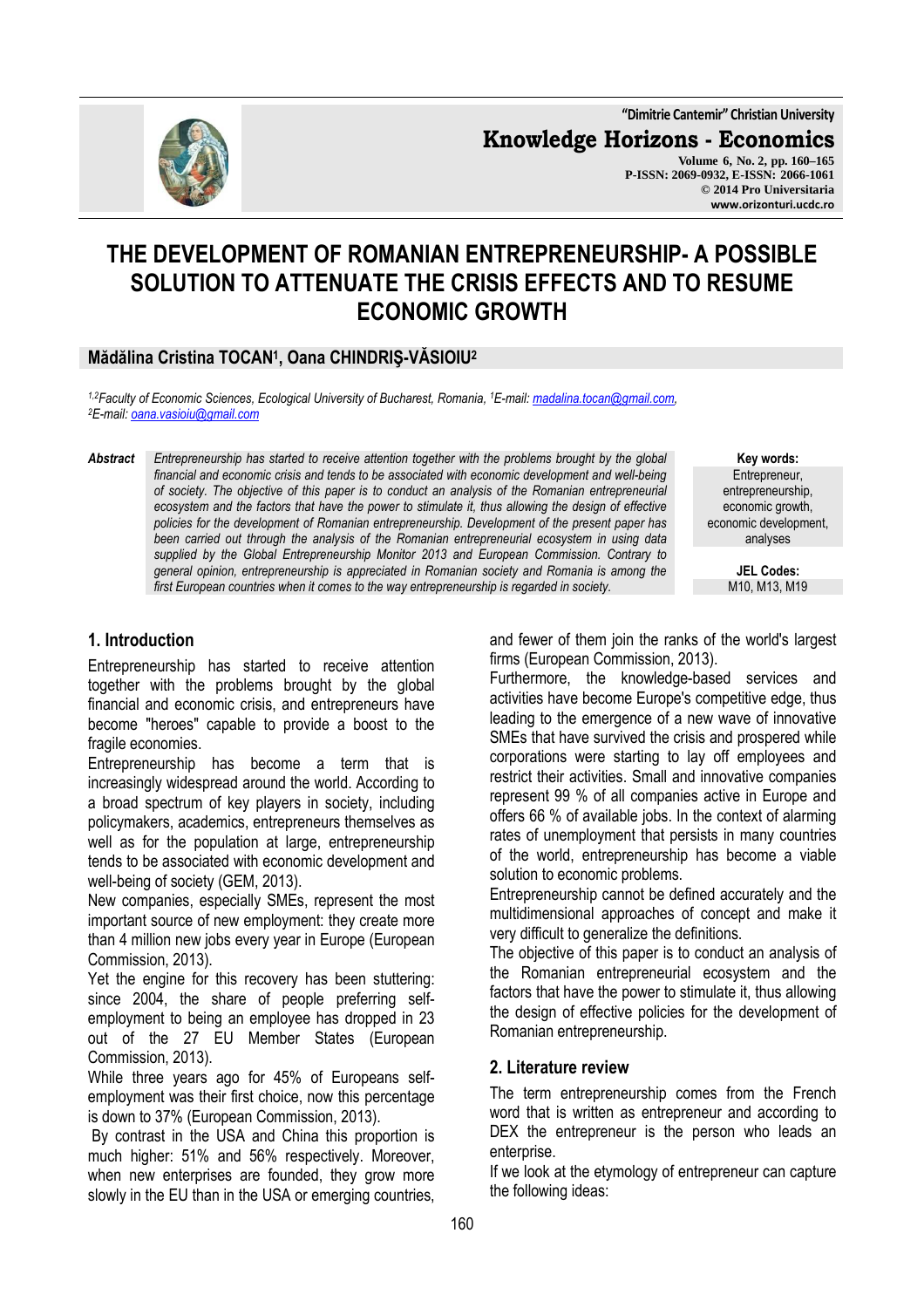# THE DEVELOPMENT OF ROMANIAN ENTREPRENEURSHIP- A POSSIBLE SOLUTION TO ATTENUATE THE CRISIS EFFECTS AND TO RESUME ECONOMIC GROWTH

**Mădălina Cristina TOCAN[1], Oana CHINDRIŞ-VĂSIOIU[2]**

*[1,2]Faculty of Economic Sciences, Ecological University of Bucharest, Romania, [1]E-mail: madalina.tocan@gmail.com, [2]E-mail: oana.vasioiu@gmail.com*

**Abstract** *Entrepreneurship has started to receive attention together with the problems brought by the global financial and economic crisis and tends to be associated with economic development and well-being of society. The objective of this paper is to conduct an analysis of the Romanian entrepreneurial ecosystem and the factors that have the power to stimulate it, thus allowing the design of effective policies for the development of Romanian entrepreneurship. Development of the present paper has been carried out through the analysis of the Romanian entrepreneurial ecosystem in using data supplied by the Global Entrepreneurship Monitor 2013 and European Commission. Contrary to general opinion, entrepreneurship is appreciated in Romanian society and Romania is among the first European countries when it comes to the way entrepreneurship is regarded in society.*

**Key words:** Entrepreneur, entrepreneurship, economic growth, economic development, analyses

**JEL Codes:** M10, M13, M19

## 1. Introduction

Entrepreneurship has started to receive attention together with the problems brought by the global financial and economic crisis, and entrepreneurs have become "heroes" capable to provide a boost to the fragile economies.

Entrepreneurship has become a term that is increasingly widespread around the world. According to a broad spectrum of key players in society, including policymakers, academics, entrepreneurs themselves as well as for the population at large, entrepreneurship tends to be associated with economic development and well-being of society (GEM, 2013).

New companies, especially SMEs, represent the most important source of new employment: they create more than 4 million new jobs every year in Europe (European Commission, 2013).

Yet the engine for this recovery has been stuttering: since 2004, the share of people preferring self-employment to being an employee has dropped in 23 out of the 27 EU Member States (European Commission, 2013).

While three years ago for 45% of Europeans self-employment was their first choice, now this percentage is down to 37% (European Commission, 2013).

By contrast in the USA and China this proportion is much higher: 51% and 56% respectively. Moreover, when new enterprises are founded, they grow more slowly in the EU than in the USA or emerging countries, and fewer of them join the ranks of the world's largest firms (European Commission, 2013).

Furthermore, the knowledge-based services and activities have become Europe's competitive edge, thus leading to the emergence of a new wave of innovative SMEs that have survived the crisis and prospered while corporations were starting to lay off employees and restrict their activities. Small and innovative companies represent 99 % of all companies active in Europe and offers 66 % of available jobs. In the context of alarming rates of unemployment that persists in many countries of the world, entrepreneurship has become a viable solution to economic problems.

Entrepreneurship cannot be defined accurately and the multidimensional approaches of concept and make it very difficult to generalize the definitions.

The objective of this paper is to conduct an analysis of the Romanian entrepreneurial ecosystem and the factors that have the power to stimulate it, thus allowing the design of effective policies for the development of Romanian entrepreneurship.

## 2. Literature review

The term entrepreneurship comes from the French word that is written as entrepreneur and according to DEX the entrepreneur is the person who leads an enterprise.

If we look at the etymology of entrepreneur can capture the following ideas: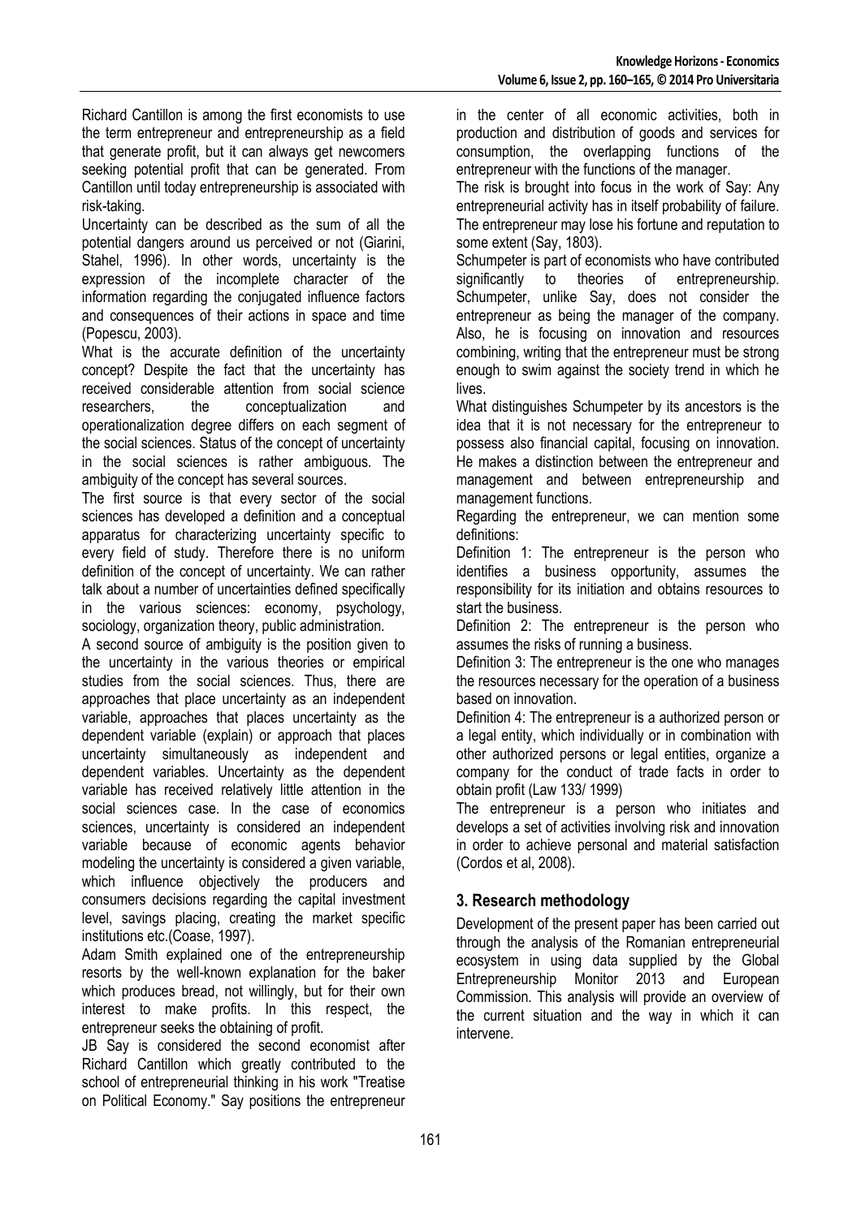Richard Cantillon is among the first economists to use the term entrepreneur and entrepreneurship as a field that generate profit, but it can always get newcomers seeking potential profit that can be generated. From Cantillon until today entrepreneurship is associated with risk-taking.

Uncertainty can be described as the sum of all the potential dangers around us perceived or not (Giarini, Stahel, 1996). In other words, uncertainty is the expression of the incomplete character of the information regarding the conjugated influence factors and consequences of their actions in space and time (Popescu, 2003).

What is the accurate definition of the uncertainty concept? Despite the fact that the uncertainty has received considerable attention from social science researchers, the conceptualization and operationalization degree differs on each segment of the social sciences. Status of the concept of uncertainty in the social sciences is rather ambiguous. The ambiguity of the concept has several sources.

The first source is that every sector of the social sciences has developed a definition and a conceptual apparatus for characterizing uncertainty specific to every field of study. Therefore there is no uniform definition of the concept of uncertainty. We can rather talk about a number of uncertainties defined specifically in the various sciences: economy, psychology, sociology, organization theory, public administration.

A second source of ambiguity is the position given to the uncertainty in the various theories or empirical studies from the social sciences. Thus, there are approaches that place uncertainty as an independent variable, approaches that places uncertainty as the dependent variable (explain) or approach that places uncertainty simultaneously as independent and dependent variables. Uncertainty as the dependent variable has received relatively little attention in the social sciences case. In the case of economics sciences, uncertainty is considered an independent variable because of economic agents behavior modeling the uncertainty is considered a given variable, which influence objectively the producers and consumers decisions regarding the capital investment level, savings placing, creating the market specific institutions etc.(Coase, 1997).

Adam Smith explained one of the entrepreneurship resorts by the well-known explanation for the baker which produces bread, not willingly, but for their own interest to make profits. In this respect, the entrepreneur seeks the obtaining of profit.

JB Say is considered the second economist after Richard Cantillon which greatly contributed to the school of entrepreneurial thinking in his work "Treatise on Political Economy." Say positions the entrepreneur in the center of all economic activities, both in production and distribution of goods and services for consumption, the overlapping functions of the entrepreneur with the functions of the manager.

The risk is brought into focus in the work of Say: Any entrepreneurial activity has in itself probability of failure. The entrepreneur may lose his fortune and reputation to some extent (Say, 1803).

Schumpeter is part of economists who have contributed significantly to theories of entrepreneurship. Schumpeter, unlike Say, does not consider the entrepreneur as being the manager of the company. Also, he is focusing on innovation and resources combining, writing that the entrepreneur must be strong enough to swim against the society trend in which he lives.

What distinguishes Schumpeter by its ancestors is the idea that it is not necessary for the entrepreneur to possess also financial capital, focusing on innovation. He makes a distinction between the entrepreneur and management and between entrepreneurship and management functions.

Regarding the entrepreneur, we can mention some definitions:

Definition 1: The entrepreneur is the person who identifies a business opportunity, assumes the responsibility for its initiation and obtains resources to start the business.

Definition 2: The entrepreneur is the person who assumes the risks of running a business.

Definition 3: The entrepreneur is the one who manages the resources necessary for the operation of a business based on innovation.

Definition 4: The entrepreneur is a authorized person or a legal entity, which individually or in combination with other authorized persons or legal entities, organize a company for the conduct of trade facts in order to obtain profit (Law 133/ 1999)

The entrepreneur is a person who initiates and develops a set of activities involving risk and innovation in order to achieve personal and material satisfaction (Cordos et al, 2008).

## 3. Research methodology

Development of the present paper has been carried out through the analysis of the Romanian entrepreneurial ecosystem in using data supplied by the Global Entrepreneurship Monitor 2013 and European Commission. This analysis will provide an overview of the current situation and the way in which it can intervene.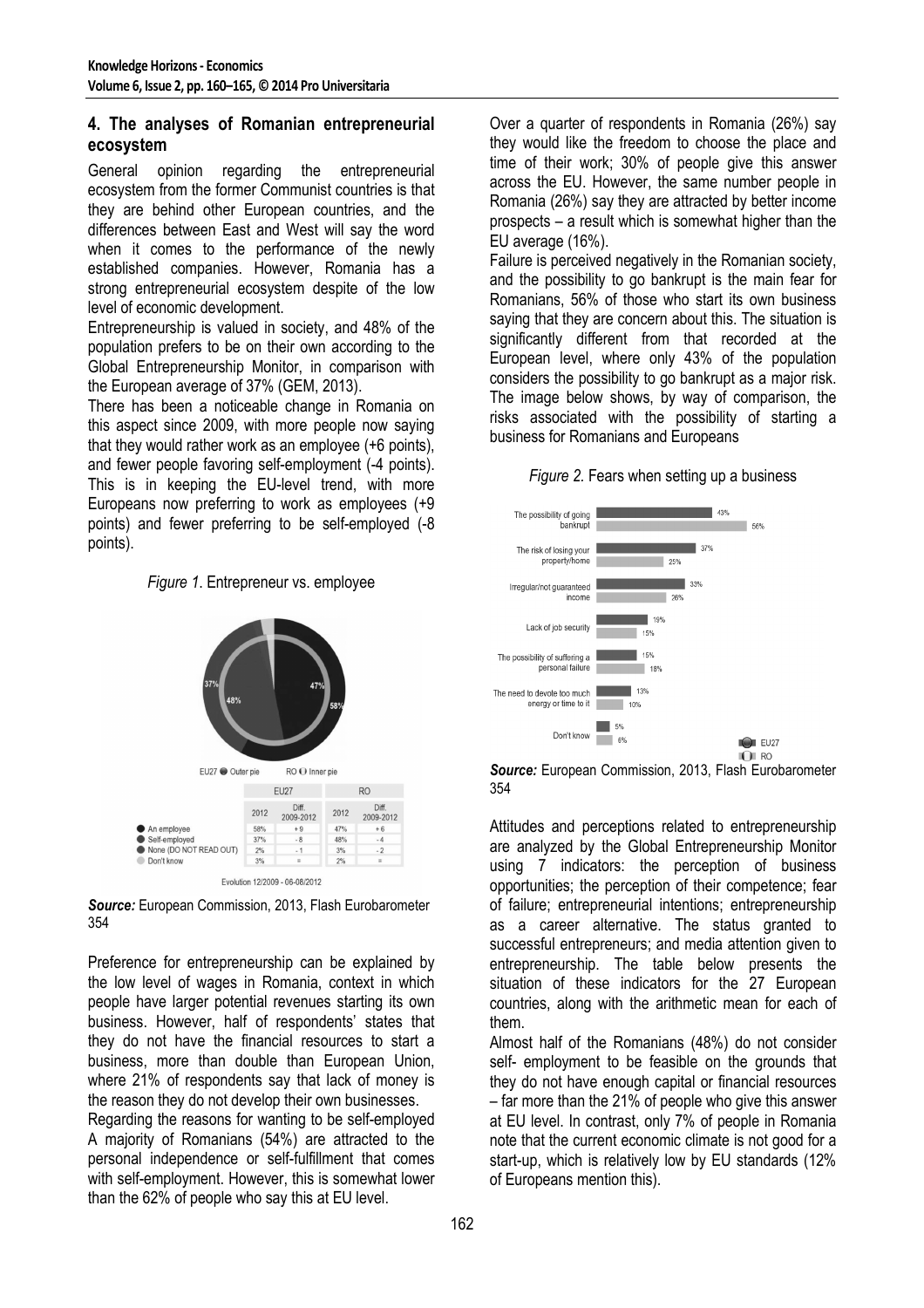## 4. The analyses of Romanian entrepreneurial ecosystem

General opinion regarding the entrepreneurial ecosystem from the former Communist countries is that they are behind other European countries, and the differences between East and West will say the word when it comes to the performance of the newly established companies. However, Romania has a strong entrepreneurial ecosystem despite of the low level of economic development.

Entrepreneurship is valued in society, and 48% of the population prefers to be on their own according to the Global Entrepreneurship Monitor, in comparison with the European average of 37% (GEM, 2013).

There has been a noticeable change in Romania on this aspect since 2009, with more people now saying that they would rather work as an employee (+6 points), and fewer people favoring self-employment (-4 points). This is in keeping the EU-level trend, with more Europeans now preferring to work as employees (+9 points) and fewer preferring to be self-employed (-8 points).

*Figure 1.* Entrepreneur vs. employee

EU27 Outer pie — RO Inner pie

| | EU27 | | RO | |
|---|---|---|---|---|
| | 2012 | Diff. 2009-2012 | 2012 | Diff. 2009-2012 |
| An employee | 58% | + 9 | 47% | + 6 |
| Self-employed | 37% | - 8 | 48% | - 4 |
| None (DO NOT READ OUT) | 2% | - 1 | 3% | - 2 |
| Don't know | 3% | = | 2% | = |

Evolution 12/2009 - 06-08/2012

***Source:*** European Commission, 2013, Flash Eurobarometer 354

Preference for entrepreneurship can be explained by the low level of wages in Romania, context in which people have larger potential revenues starting its own business. However, half of respondents' states that they do not have the financial resources to start a business, more than double than European Union, where 21% of respondents say that lack of money is the reason they do not develop their own businesses.

Regarding the reasons for wanting to be self-employed A majority of Romanians (54%) are attracted to the personal independence or self-fulfillment that comes with self-employment. However, this is somewhat lower than the 62% of people who say this at EU level.

Over a quarter of respondents in Romania (26%) say they would like the freedom to choose the place and time of their work; 30% of people give this answer across the EU. However, the same number people in Romania (26%) say they are attracted by better income prospects – a result which is somewhat higher than the EU average (16%).

Failure is perceived negatively in the Romanian society, and the possibility to go bankrupt is the main fear for Romanians, 56% of those who start its own business saying that they are concern about this. The situation is significantly different from that recorded at the European level, where only 43% of the population considers the possibility to go bankrupt as a major risk. The image below shows, by way of comparison, the risks associated with the possibility of starting a business for Romanians and Europeans

*Figure 2.* Fears when setting up a business

| | EU27 | RO |
|---|---|---|
| The possibility of going bankrupt | 43% | 56% |
| The risk of losing your property/home | 37% | 25% |
| Irregular/not guaranteed income | 33% | 26% |
| Lack of job security | 19% | 15% |
| The possibility of suffering a personal failure | 15% | 18% |
| The need to devote too much energy or time to it | 13% | 10% |
| Don't know | 5% | 6% |

***Source:*** European Commission, 2013, Flash Eurobarometer 354

Attitudes and perceptions related to entrepreneurship are analyzed by the Global Entrepreneurship Monitor using 7 indicators: the perception of business opportunities; the perception of their competence; fear of failure; entrepreneurial intentions; entrepreneurship as a career alternative. The status granted to successful entrepreneurs; and media attention given to entrepreneurship. The table below presents the situation of these indicators for the 27 European countries, along with the arithmetic mean for each of them.

Almost half of the Romanians (48%) do not consider self- employment to be feasible on the grounds that they do not have enough capital or financial resources – far more than the 21% of people who give this answer at EU level. In contrast, only 7% of people in Romania note that the current economic climate is not good for a start-up, which is relatively low by EU standards (12% of Europeans mention this).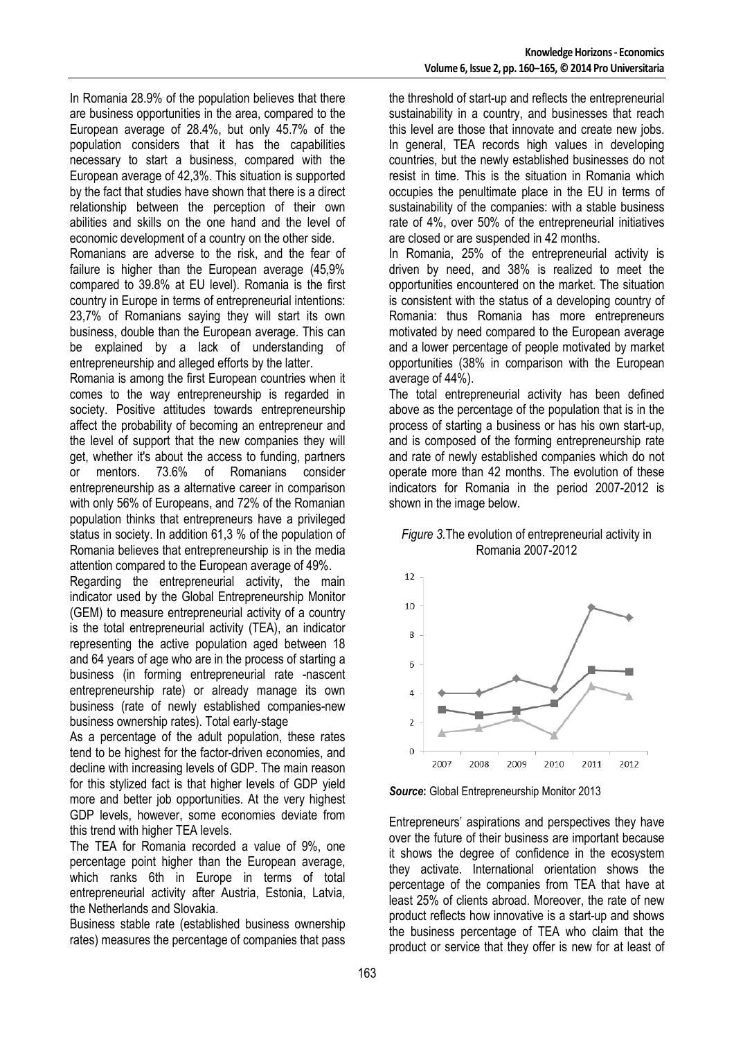In Romania 28.9% of the population believes that there are business opportunities in the area, compared to the European average of 28.4%, but only 45.7% of the population considers that it has the capabilities necessary to start a business, compared with the European average of 42,3%. This situation is supported by the fact that studies have shown that there is a direct relationship between the perception of their own abilities and skills on the one hand and the level of economic development of a country on the other side.

Romanians are adverse to the risk, and the fear of failure is higher than the European average (45,9% compared to 39.8% at EU level). Romania is the first country in Europe in terms of entrepreneurial intentions: 23,7% of Romanians saying they will start its own business, double than the European average. This can be explained by a lack of understanding of entrepreneurship and alleged efforts by the latter.

Romania is among the first European countries when it comes to the way entrepreneurship is regarded in society. Positive attitudes towards entrepreneurship affect the probability of becoming an entrepreneur and the level of support that the new companies they will get, whether it's about the access to funding, partners or mentors. 73.6% of Romanians consider entrepreneurship as a alternative career in comparison with only 56% of Europeans, and 72% of the Romanian population thinks that entrepreneurs have a privileged status in society. In addition 61,3 % of the population of Romania believes that entrepreneurship is in the media attention compared to the European average of 49%.

Regarding the entrepreneurial activity, the main indicator used by the Global Entrepreneurship Monitor (GEM) to measure entrepreneurial activity of a country is the total entrepreneurial activity (TEA), an indicator representing the active population aged between 18 and 64 years of age who are in the process of starting a business (in forming entrepreneurial rate -nascent entrepreneurship rate) or already manage its own business (rate of newly established companies-new business ownership rates). Total early-stage

As a percentage of the adult population, these rates tend to be highest for the factor-driven economies, and decline with increasing levels of GDP. The main reason for this stylized fact is that higher levels of GDP yield more and better job opportunities. At the very highest GDP levels, however, some economies deviate from this trend with higher TEA levels.

The TEA for Romania recorded a value of 9%, one percentage point higher than the European average, which ranks 6th in Europe in terms of total entrepreneurial activity after Austria, Estonia, Latvia, the Netherlands and Slovakia.

Business stable rate (established business ownership rates) measures the percentage of companies that pass the threshold of start-up and reflects the entrepreneurial sustainability in a country, and businesses that reach this level are those that innovate and create new jobs. In general, TEA records high values in developing countries, but the newly established businesses do not resist in time. This is the situation in Romania which occupies the penultimate place in the EU in terms of sustainability of the companies: with a stable business rate of 4%, over 50% of the entrepreneurial initiatives are closed or are suspended in 42 months.

In Romania, 25% of the entrepreneurial activity is driven by need, and 38% is realized to meet the opportunities encountered on the market. The situation is consistent with the status of a developing country of Romania: thus Romania has more entrepreneurs motivated by need compared to the European average and a lower percentage of people motivated by market opportunities (38% in comparison with the European average of 44%).

The total entrepreneurial activity has been defined above as the percentage of the population that is in the process of starting a business or has his own start-up, and is composed of the forming entrepreneurship rate and rate of newly established companies which do not operate more than 42 months. The evolution of these indicators for Romania in the period 2007-2012 is shown in the image below.

*Figure 3.* The evolution of entrepreneurial activity in Romania 2007-2012

***Source*:** Global Entrepreneurship Monitor 2013

Entrepreneurs' aspirations and perspectives they have over the future of their business are important because it shows the degree of confidence in the ecosystem they activate. International orientation shows the percentage of the companies from TEA that have at least 25% of clients abroad. Moreover, the rate of new product reflects how innovative is a start-up and shows the business percentage of TEA who claim that the product or service that they offer is new for at least of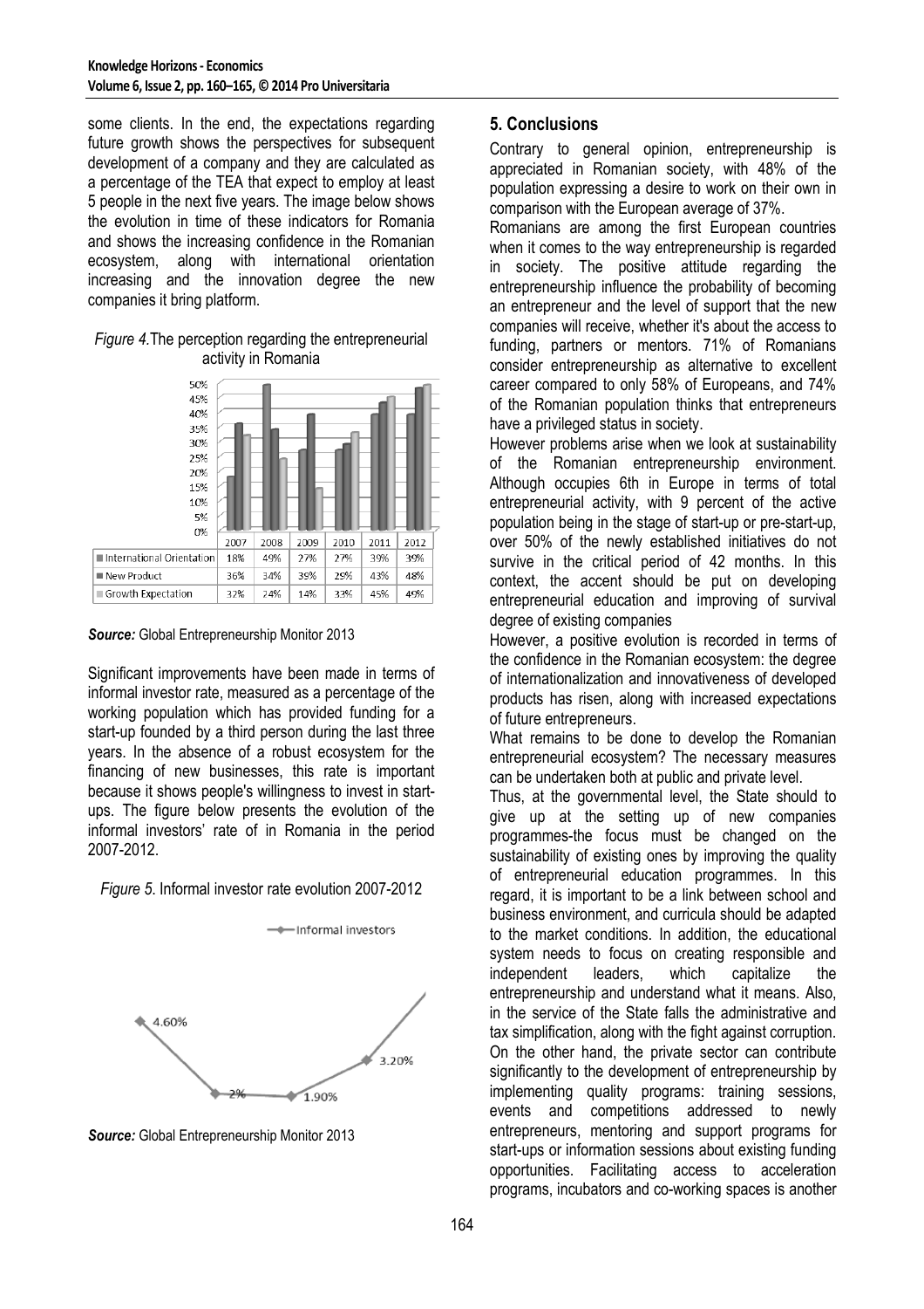some clients. In the end, the expectations regarding future growth shows the perspectives for subsequent development of a company and they are calculated as a percentage of the TEA that expect to employ at least 5 people in the next five years. The image below shows the evolution in time of these indicators for Romania and shows the increasing confidence in the Romanian ecosystem, along with international orientation increasing and the innovation degree the new companies it bring platform.

*Figure 4.*The perception regarding the entrepreneurial activity in Romania

| | 2007 | 2008 | 2009 | 2010 | 2011 | 2012 |
|---|---|---|---|---|---|---|
| International Orientation | 18% | 49% | 27% | 27% | 39% | 39% |
| New Product | 36% | 34% | 39% | 29% | 43% | 48% |
| Growth Expectation | 32% | 24% | 14% | 33% | 45% | 49% |

***Source:*** Global Entrepreneurship Monitor 2013

Significant improvements have been made in terms of informal investor rate, measured as a percentage of the working population which has provided funding for a start-up founded by a third person during the last three years. In the absence of a robust ecosystem for the financing of new businesses, this rate is important because it shows people's willingness to invest in start-ups. The figure below presents the evolution of the informal investors' rate of in Romania in the period 2007-2012.

*Figure 5*. Informal investor rate evolution 2007-2012

Informal investors: 4.60%, 2%, 1.90%, 3.20%

***Source:*** Global Entrepreneurship Monitor 2013

## 5. Conclusions

Contrary to general opinion, entrepreneurship is appreciated in Romanian society, with 48% of the population expressing a desire to work on their own in comparison with the European average of 37%.

Romanians are among the first European countries when it comes to the way entrepreneurship is regarded in society. The positive attitude regarding the entrepreneurship influence the probability of becoming an entrepreneur and the level of support that the new companies will receive, whether it's about the access to funding, partners or mentors. 71% of Romanians consider entrepreneurship as alternative to excellent career compared to only 58% of Europeans, and 74% of the Romanian population thinks that entrepreneurs have a privileged status in society.

However problems arise when we look at sustainability of the Romanian entrepreneurship environment. Although occupies 6th in Europe in terms of total entrepreneurial activity, with 9 percent of the active population being in the stage of start-up or pre-start-up, over 50% of the newly established initiatives do not survive in the critical period of 42 months. In this context, the accent should be put on developing entrepreneurial education and improving of survival degree of existing companies

However, a positive evolution is recorded in terms of the confidence in the Romanian ecosystem: the degree of internationalization and innovativeness of developed products has risen, along with increased expectations of future entrepreneurs.

What remains to be done to develop the Romanian entrepreneurial ecosystem? The necessary measures can be undertaken both at public and private level.

Thus, at the governmental level, the State should to give up at the setting up of new companies programmes-the focus must be changed on the sustainability of existing ones by improving the quality of entrepreneurial education programmes. In this regard, it is important to be a link between school and business environment, and curricula should be adapted to the market conditions. In addition, the educational system needs to focus on creating responsible and independent leaders, which capitalize the entrepreneurship and understand what it means. Also, in the service of the State falls the administrative and tax simplification, along with the fight against corruption. On the other hand, the private sector can contribute significantly to the development of entrepreneurship by implementing quality programs: training sessions, events and competitions addressed to newly entrepreneurs, mentoring and support programs for start-ups or information sessions about existing funding opportunities. Facilitating access to acceleration programs, incubators and co-working spaces is another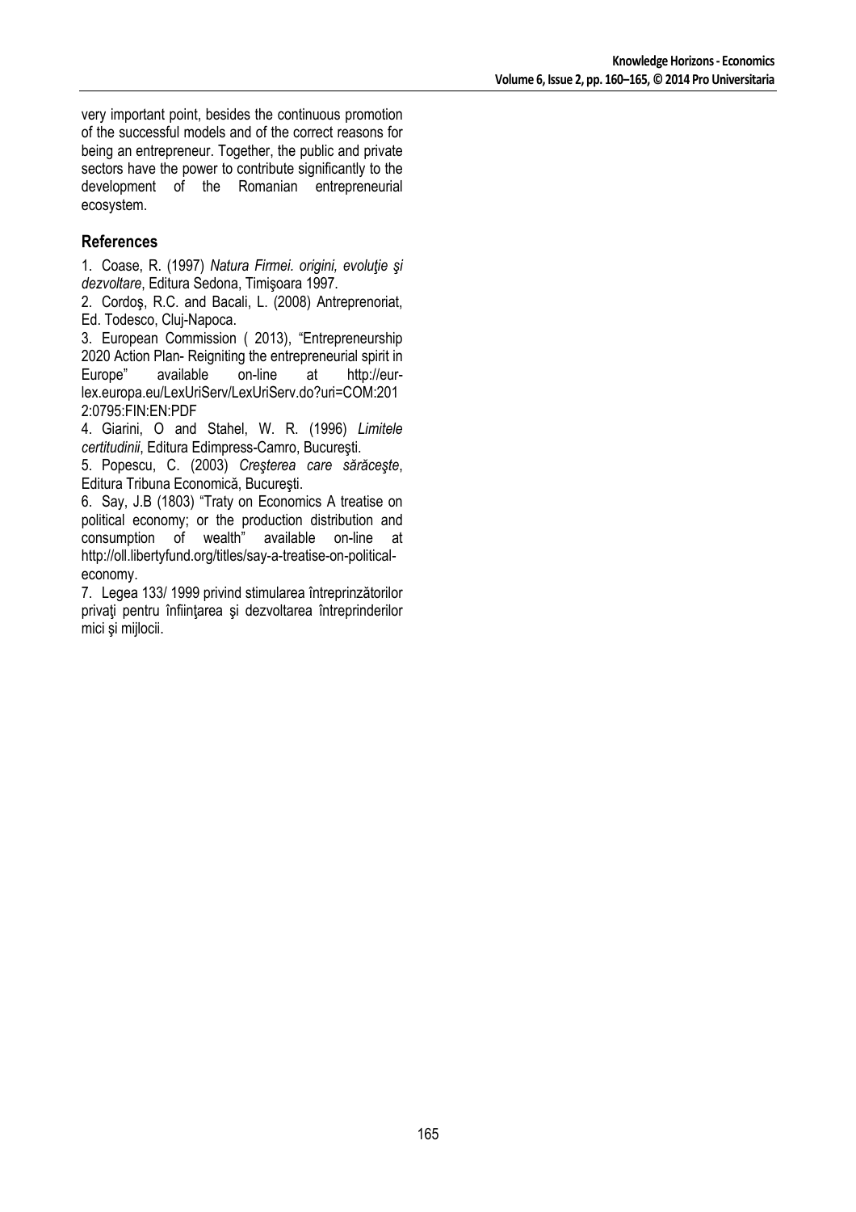very important point, besides the continuous promotion of the successful models and of the correct reasons for being an entrepreneur. Together, the public and private sectors have the power to contribute significantly to the development of the Romanian entrepreneurial ecosystem.

## References

1. Coase, R. (1997) *Natura Firmei. origini, evoluţie şi dezvoltare*, Editura Sedona, Timişoara 1997.
2. Cordoş, R.C. and Bacali, L. (2008) Antreprenoriat, Ed. Todesco, Cluj-Napoca.
3. European Commission ( 2013), "Entrepreneurship 2020 Action Plan- Reigniting the entrepreneurial spirit in Europe" available on-line at http://eur-lex.europa.eu/LexUriServ/LexUriServ.do?uri=COM:2012:0795:FIN:EN:PDF
4. Giarini, O and Stahel, W. R. (1996) *Limitele certitudinii*, Editura Edimpress-Camro, Bucureşti.
5. Popescu, C. (2003) *Creşterea care sărăceşte*, Editura Tribuna Economică, Bucureşti.
6. Say, J.B (1803) "Traty on Economics A treatise on political economy; or the production distribution and consumption of wealth" available on-line at http://oll.libertyfund.org/titles/say-a-treatise-on-political-economy.
7. Legea 133/ 1999 privind stimularea întreprinzătorilor privaţi pentru înfiinţarea şi dezvoltarea întreprinderilor mici şi mijlocii.